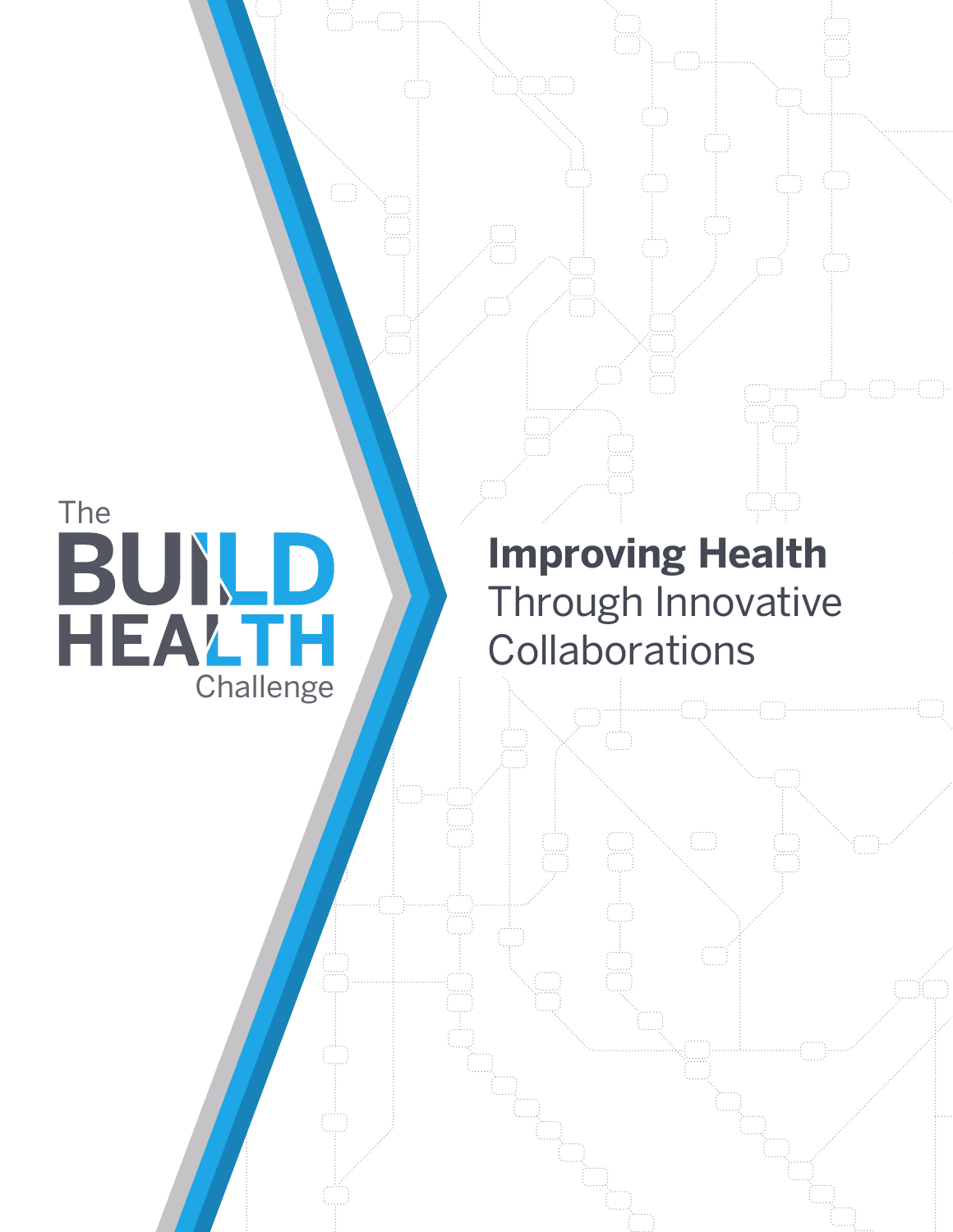The BUILD HEALTH Challenge

# Improving Health Through Innovative Collaborations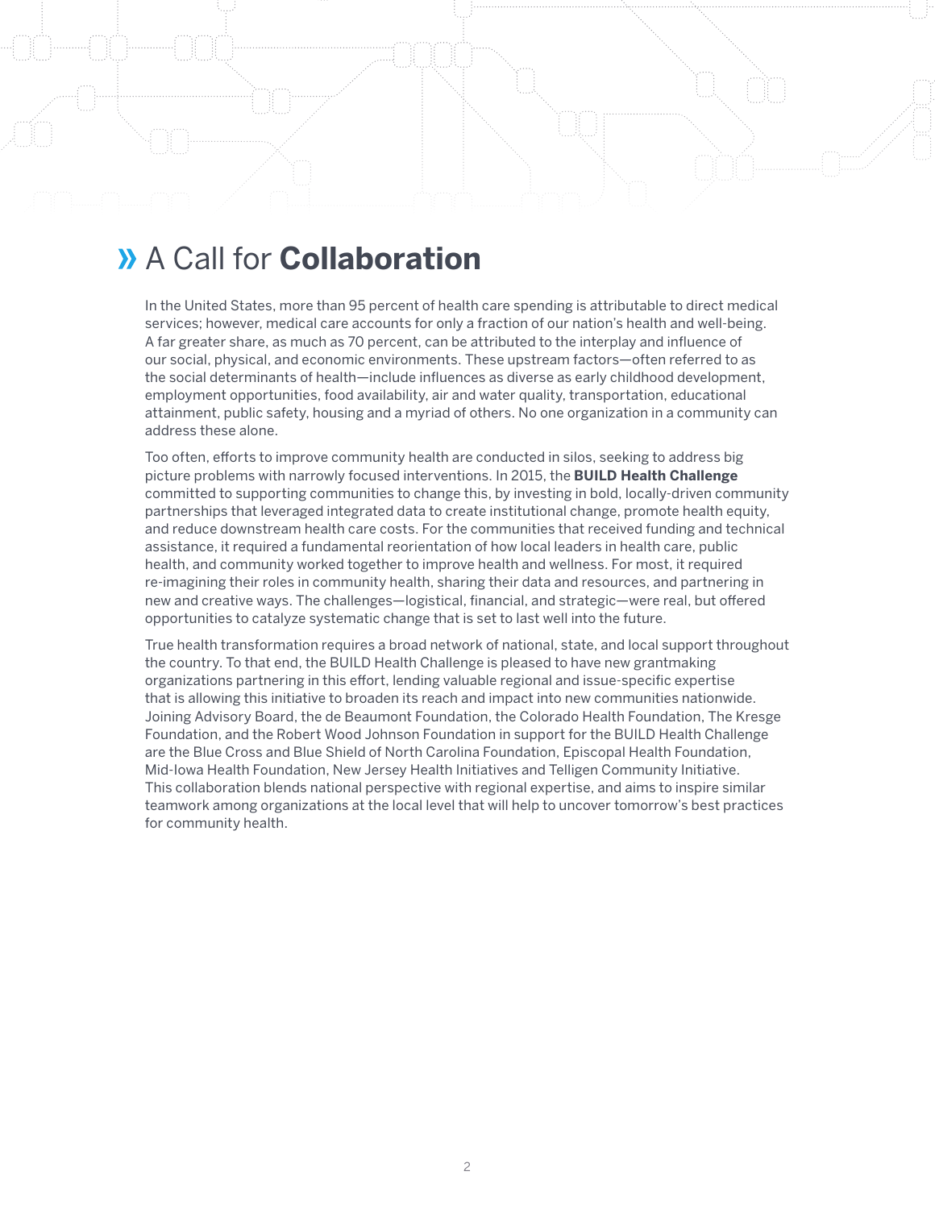# A Call for **Collaboration**

In the United States, more than 95 percent of health care spending is attributable to direct medical services; however, medical care accounts for only a fraction of our nation's health and well-being. A far greater share, as much as 70 percent, can be attributed to the interplay and influence of our social, physical, and economic environments. These upstream factors—often referred to as the social determinants of health—include influences as diverse as early childhood development, employment opportunities, food availability, air and water quality, transportation, educational attainment, public safety, housing and a myriad of others. No one organization in a community can address these alone.

Too often, efforts to improve community health are conducted in silos, seeking to address big picture problems with narrowly focused interventions. In 2015, the **BUILD Health Challenge** committed to supporting communities to change this, by investing in bold, locally-driven community partnerships that leveraged integrated data to create institutional change, promote health equity, and reduce downstream health care costs. For the communities that received funding and technical assistance, it required a fundamental reorientation of how local leaders in health care, public health, and community worked together to improve health and wellness. For most, it required re-imagining their roles in community health, sharing their data and resources, and partnering in new and creative ways. The challenges—logistical, financial, and strategic—were real, but offered opportunities to catalyze systematic change that is set to last well into the future.

True health transformation requires a broad network of national, state, and local support throughout the country. To that end, the BUILD Health Challenge is pleased to have new grantmaking organizations partnering in this effort, lending valuable regional and issue-specific expertise that is allowing this initiative to broaden its reach and impact into new communities nationwide. Joining Advisory Board, the de Beaumont Foundation, the Colorado Health Foundation, The Kresge Foundation, and the Robert Wood Johnson Foundation in support for the BUILD Health Challenge are the Blue Cross and Blue Shield of North Carolina Foundation, Episcopal Health Foundation, Mid-Iowa Health Foundation, New Jersey Health Initiatives and Telligen Community Initiative. This collaboration blends national perspective with regional expertise, and aims to inspire similar teamwork among organizations at the local level that will help to uncover tomorrow's best practices for community health.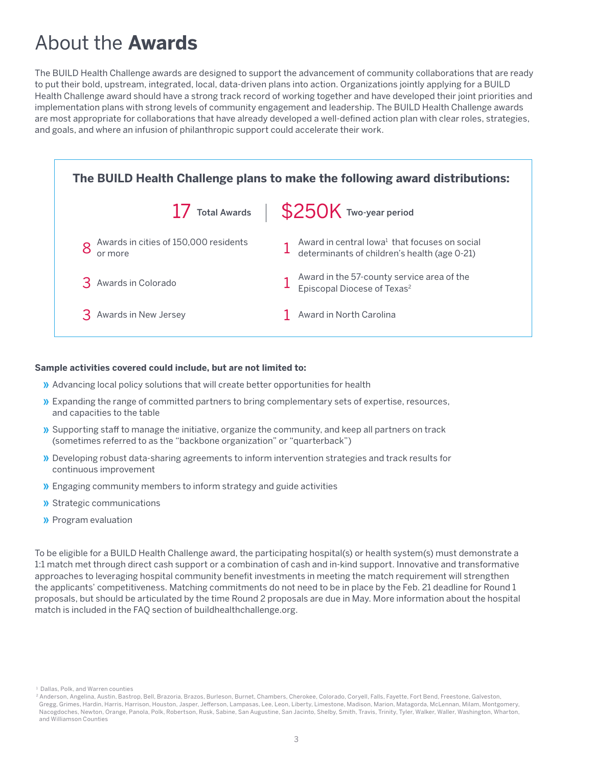# About the **Awards**

The BUILD Health Challenge awards are designed to support the advancement of community collaborations that are ready to put their bold, upstream, integrated, local, data-driven plans into action. Organizations jointly applying for a BUILD Health Challenge award should have a strong track record of working together and have developed their joint priorities and implementation plans with strong levels of community engagement and leadership. The BUILD Health Challenge awards are most appropriate for collaborations that have already developed a well-defined action plan with clear roles, strategies, and goals, and where an infusion of philanthropic support could accelerate their work.

**The BUILD Health Challenge plans to make the following award distributions:**

**17** Total Awards | **$250K** Two-year period

- **8** Awards in cities of 150,000 residents or more
- **3** Awards in Colorado
- **3** Awards in New Jersey
- **1** Award in central Iowa[1] that focuses on social determinants of children's health (age 0-21)
- **1** Award in the 57-county service area of the Episcopal Diocese of Texas[2]
- **1** Award in North Carolina

**Sample activities covered could include, but are not limited to:**

- Advancing local policy solutions that will create better opportunities for health
- Expanding the range of committed partners to bring complementary sets of expertise, resources, and capacities to the table
- Supporting staff to manage the initiative, organize the community, and keep all partners on track (sometimes referred to as the "backbone organization" or "quarterback")
- Developing robust data-sharing agreements to inform intervention strategies and track results for continuous improvement
- Engaging community members to inform strategy and guide activities
- Strategic communications
- Program evaluation

To be eligible for a BUILD Health Challenge award, the participating hospital(s) or health system(s) must demonstrate a 1:1 match met through direct cash support or a combination of cash and in-kind support. Innovative and transformative approaches to leveraging hospital community benefit investments in meeting the match requirement will strengthen the applicants' competitiveness. Matching commitments do not need to be in place by the Feb. 21 deadline for Round 1 proposals, but should be articulated by the time Round 2 proposals are due in May. More information about the hospital match is included in the FAQ section of buildhealthchallenge.org.

[1] Dallas, Polk, and Warren counties

[2] Anderson, Angelina, Austin, Bastrop, Bell, Brazoria, Brazos, Burleson, Burnet, Chambers, Cherokee, Colorado, Coryell, Falls, Fayette, Fort Bend, Freestone, Galveston, Gregg, Grimes, Hardin, Harris, Harrison, Houston, Jasper, Jefferson, Lampasas, Lee, Leon, Liberty, Limestone, Madison, Marion, Matagorda, McLennan, Milam, Montgomery, Nacogdoches, Newton, Orange, Panola, Polk, Robertson, Rusk, Sabine, San Augustine, San Jacinto, Shelby, Smith, Travis, Trinity, Tyler, Walker, Waller, Washington, Wharton, and Williamson Counties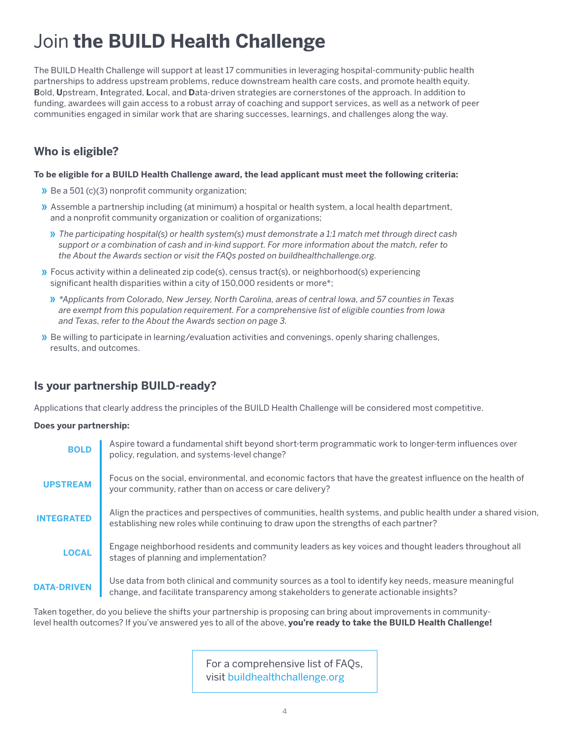# Join **the BUILD Health Challenge**

The BUILD Health Challenge will support at least 17 communities in leveraging hospital-community-public health partnerships to address upstream problems, reduce downstream health care costs, and promote health equity. **B**old, **U**pstream, **I**ntegrated, **L**ocal, and **D**ata-driven strategies are cornerstones of the approach. In addition to funding, awardees will gain access to a robust array of coaching and support services, as well as a network of peer communities engaged in similar work that are sharing successes, learnings, and challenges along the way.

## Who is eligible?

**To be eligible for a BUILD Health Challenge award, the lead applicant must meet the following criteria:**

- Be a 501 (c)(3) nonprofit community organization;
- Assemble a partnership including (at minimum) a hospital or health system, a local health department, and a nonprofit community organization or coalition of organizations;
  - *The participating hospital(s) or health system(s) must demonstrate a 1:1 match met through direct cash support or a combination of cash and in-kind support. For more information about the match, refer to the About the Awards section or visit the FAQs posted on buildhealthchallenge.org.*
- Focus activity within a delineated zip code(s), census tract(s), or neighborhood(s) experiencing significant health disparities within a city of 150,000 residents or more*;
  - *\*Applicants from Colorado, New Jersey, North Carolina, areas of central Iowa, and 57 counties in Texas are exempt from this population requirement. For a comprehensive list of eligible counties from Iowa and Texas, refer to the About the Awards section on page 3.*
- Be willing to participate in learning/evaluation activities and convenings, openly sharing challenges, results, and outcomes.

## Is your partnership BUILD-ready?

Applications that clearly address the principles of the BUILD Health Challenge will be considered most competitive.

**Does your partnership:**

| | |
|---|---|
| **BOLD** | Aspire toward a fundamental shift beyond short-term programmatic work to longer-term influences over policy, regulation, and systems-level change? |
| **UPSTREAM** | Focus on the social, environmental, and economic factors that have the greatest influence on the health of your community, rather than on access or care delivery? |
| **INTEGRATED** | Align the practices and perspectives of communities, health systems, and public health under a shared vision, establishing new roles while continuing to draw upon the strengths of each partner? |
| **LOCAL** | Engage neighborhood residents and community leaders as key voices and thought leaders throughout all stages of planning and implementation? |
| **DATA-DRIVEN** | Use data from both clinical and community sources as a tool to identify key needs, measure meaningful change, and facilitate transparency among stakeholders to generate actionable insights? |

Taken together, do you believe the shifts your partnership is proposing can bring about improvements in community-level health outcomes? If you've answered yes to all of the above, **you're ready to take the BUILD Health Challenge!**

For a comprehensive list of FAQs, visit buildhealthchallenge.org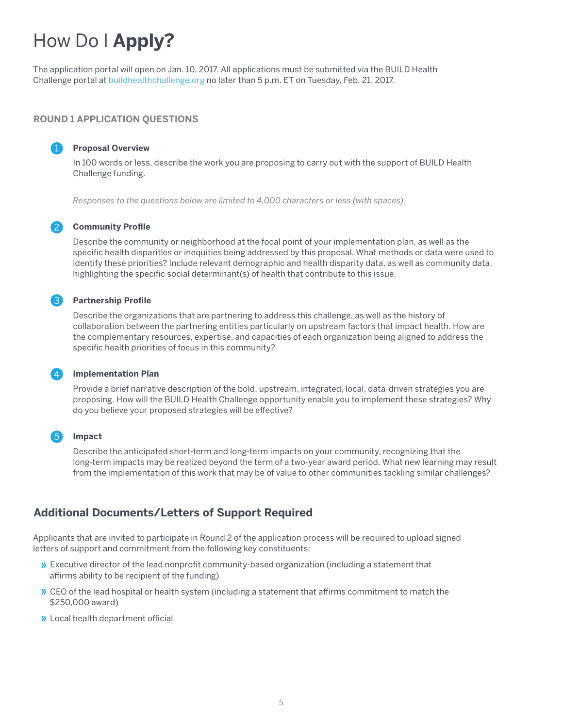# How Do I **Apply?**

The application portal will open on Jan. 10, 2017. All applications must be submitted via the BUILD Health Challenge portal at buildhealthchallenge.org no later than 5 p.m. ET on Tuesday, Feb. 21, 2017.

### ROUND 1 APPLICATION QUESTIONS

1. **Proposal Overview**

   In 100 words or less, describe the work you are proposing to carry out with the support of BUILD Health Challenge funding.

   *Responses to the questions below are limited to 4,000 characters or less (with spaces).*

2. **Community Profile**

   Describe the community or neighborhood at the focal point of your implementation plan, as well as the specific health disparities or inequities being addressed by this proposal. What methods or data were used to identify these priorities? Include relevant demographic and health disparity data, as well as community data, highlighting the specific social determinant(s) of health that contribute to this issue.

3. **Partnership Profile**

   Describe the organizations that are partnering to address this challenge, as well as the history of collaboration between the partnering entities particularly on upstream factors that impact health. How are the complementary resources, expertise, and capacities of each organization being aligned to address the specific health priorities of focus in this community?

4. **Implementation Plan**

   Provide a brief narrative description of the bold, upstream, integrated, local, data-driven strategies you are proposing. How will the BUILD Health Challenge opportunity enable you to implement these strategies? Why do you believe your proposed strategies will be effective?

5. **Impact**

   Describe the anticipated short-term and long-term impacts on your community, recognizing that the long-term impacts may be realized beyond the term of a two-year award period. What new learning may result from the implementation of this work that may be of value to other communities tackling similar challenges?

## Additional Documents/Letters of Support Required

Applicants that are invited to participate in Round 2 of the application process will be required to upload signed letters of support and commitment from the following key constituents:

- Executive director of the lead nonprofit community-based organization (including a statement that affirms ability to be recipient of the funding)
- CEO of the lead hospital or health system (including a statement that affirms commitment to match the $250,000 award)
- Local health department official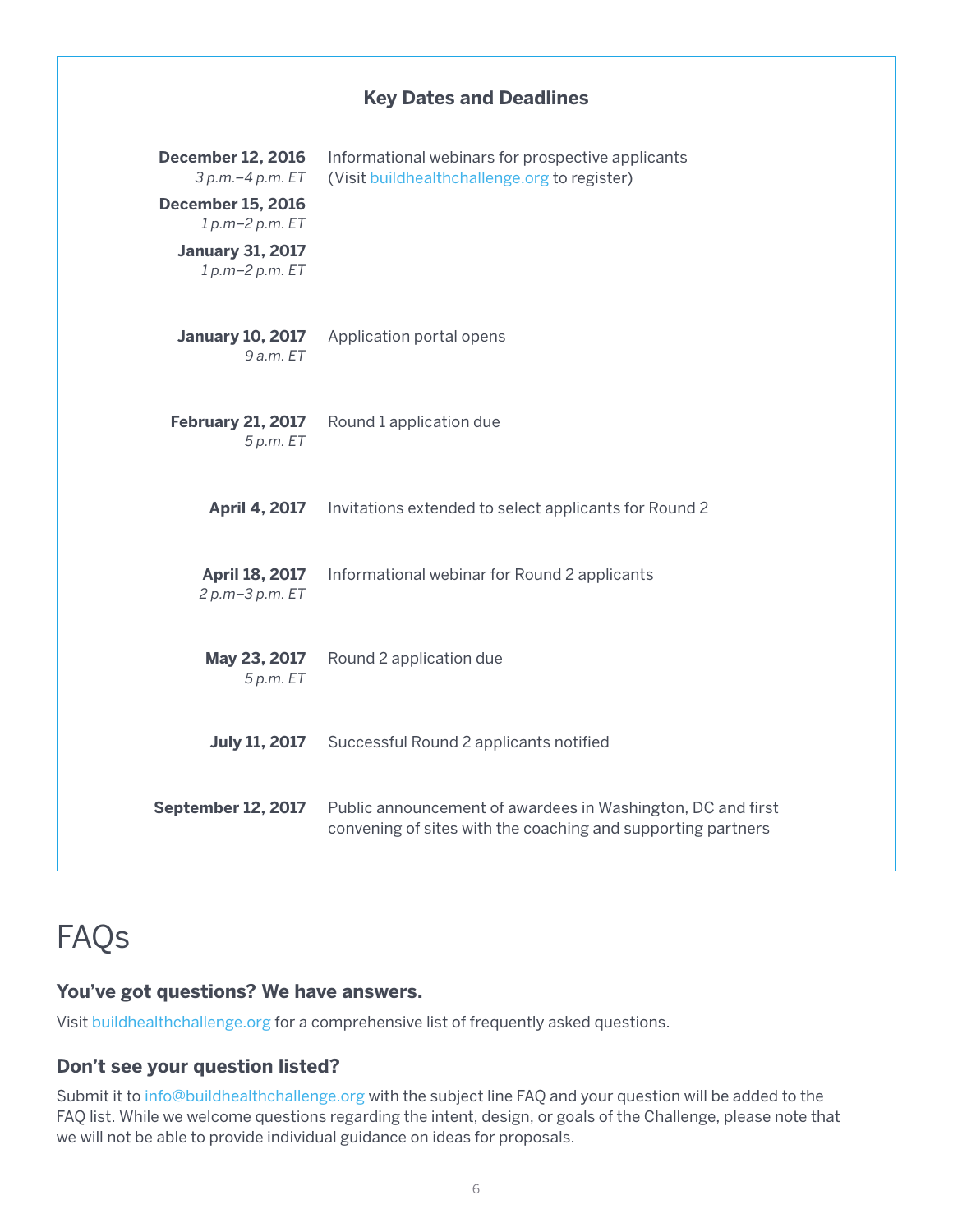## Key Dates and Deadlines

| Date | Event |
| --- | --- |
| **December 12, 2016** *3 p.m.–4 p.m. ET* <br> **December 15, 2016** *1 p.m–2 p.m. ET* <br> **January 31, 2017** *1 p.m–2 p.m. ET* | Informational webinars for prospective applicants (Visit buildhealthchallenge.org to register) |
| **January 10, 2017** *9 a.m. ET* | Application portal opens |
| **February 21, 2017** *5 p.m. ET* | Round 1 application due |
| **April 4, 2017** | Invitations extended to select applicants for Round 2 |
| **April 18, 2017** *2 p.m–3 p.m. ET* | Informational webinar for Round 2 applicants |
| **May 23, 2017** *5 p.m. ET* | Round 2 application due |
| **July 11, 2017** | Successful Round 2 applicants notified |
| **September 12, 2017** | Public announcement of awardees in Washington, DC and first convening of sites with the coaching and supporting partners |

# FAQs

### You've got questions? We have answers.

Visit buildhealthchallenge.org for a comprehensive list of frequently asked questions.

### Don't see your question listed?

Submit it to info@buildhealthchallenge.org with the subject line FAQ and your question will be added to the FAQ list. While we welcome questions regarding the intent, design, or goals of the Challenge, please note that we will not be able to provide individual guidance on ideas for proposals.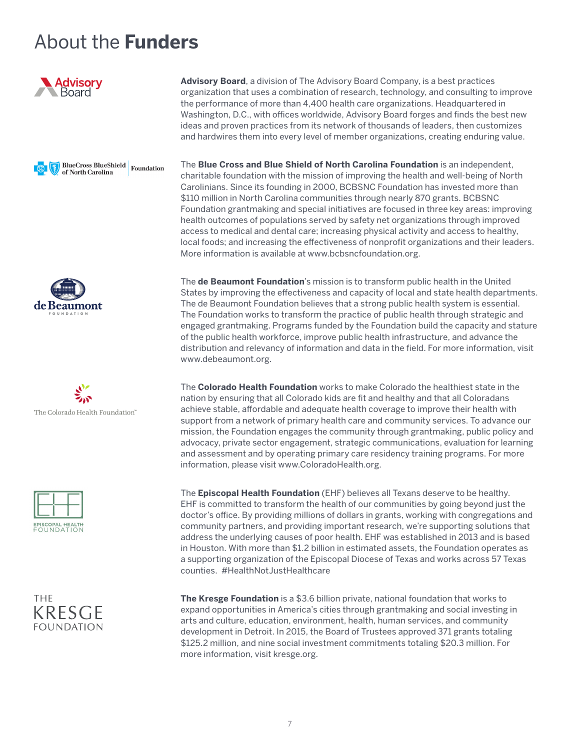# About the **Funders**

**Advisory Board**, a division of The Advisory Board Company, is a best practices organization that uses a combination of research, technology, and consulting to improve the performance of more than 4,400 health care organizations. Headquartered in Washington, D.C., with offices worldwide, Advisory Board forges and finds the best new ideas and proven practices from its network of thousands of leaders, then customizes and hardwires them into every level of member organizations, creating enduring value.

The **Blue Cross and Blue Shield of North Carolina Foundation** is an independent, charitable foundation with the mission of improving the health and well-being of North Carolinians. Since its founding in 2000, BCBSNC Foundation has invested more than $110 million in North Carolina communities through nearly 870 grants. BCBSNC Foundation grantmaking and special initiatives are focused in three key areas: improving health outcomes of populations served by safety net organizations through improved access to medical and dental care; increasing physical activity and access to healthy, local foods; and increasing the effectiveness of nonprofit organizations and their leaders. More information is available at www.bcbsncfoundation.org.

The **de Beaumont Foundation**'s mission is to transform public health in the United States by improving the effectiveness and capacity of local and state health departments. The de Beaumont Foundation believes that a strong public health system is essential. The Foundation works to transform the practice of public health through strategic and engaged grantmaking. Programs funded by the Foundation build the capacity and stature of the public health workforce, improve public health infrastructure, and advance the distribution and relevancy of information and data in the field. For more information, visit www.debeaumont.org.

The **Colorado Health Foundation** works to make Colorado the healthiest state in the nation by ensuring that all Colorado kids are fit and healthy and that all Coloradans achieve stable, affordable and adequate health coverage to improve their health with support from a network of primary health care and community services. To advance our mission, the Foundation engages the community through grantmaking, public policy and advocacy, private sector engagement, strategic communications, evaluation for learning and assessment and by operating primary care residency training programs. For more information, please visit www.ColoradoHealth.org.

The **Episcopal Health Foundation** (EHF) believes all Texans deserve to be healthy. EHF is committed to transform the health of our communities by going beyond just the doctor's office. By providing millions of dollars in grants, working with congregations and community partners, and providing important research, we're supporting solutions that address the underlying causes of poor health. EHF was established in 2013 and is based in Houston. With more than $1.2 billion in estimated assets, the Foundation operates as a supporting organization of the Episcopal Diocese of Texas and works across 57 Texas counties. #HealthNotJustHealthcare

**The Kresge Foundation** is a $3.6 billion private, national foundation that works to expand opportunities in America's cities through grantmaking and social investing in arts and culture, education, environment, health, human services, and community development in Detroit. In 2015, the Board of Trustees approved 371 grants totaling $125.2 million, and nine social investment commitments totaling $20.3 million. For more information, visit kresge.org.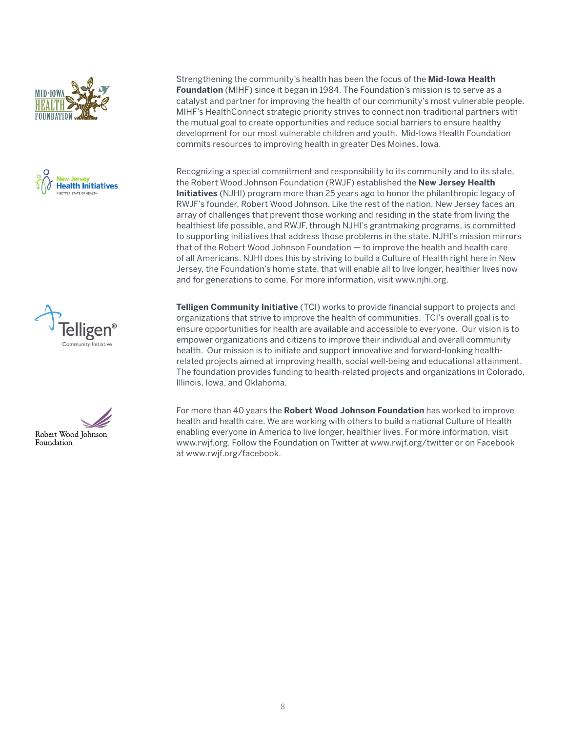Strengthening the community's health has been the focus of the **Mid-Iowa Health Foundation** (MIHF) since it began in 1984. The Foundation's mission is to serve as a catalyst and partner for improving the health of our community's most vulnerable people. MIHF's HealthConnect strategic priority strives to connect non-traditional partners with the mutual goal to create opportunities and reduce social barriers to ensure healthy development for our most vulnerable children and youth. Mid-Iowa Health Foundation commits resources to improving health in greater Des Moines, Iowa.

Recognizing a special commitment and responsibility to its community and to its state, the Robert Wood Johnson Foundation (RWJF) established the **New Jersey Health Initiatives** (NJHI) program more than 25 years ago to honor the philanthropic legacy of RWJF's founder, Robert Wood Johnson. Like the rest of the nation, New Jersey faces an array of challenges that prevent those working and residing in the state from living the healthiest life possible, and RWJF, through NJHI's grantmaking programs, is committed to supporting initiatives that address those problems in the state. NJHI's mission mirrors that of the Robert Wood Johnson Foundation — to improve the health and health care of all Americans. NJHI does this by striving to build a Culture of Health right here in New Jersey, the Foundation's home state, that will enable all to live longer, healthier lives now and for generations to come. For more information, visit www.njhi.org.

**Telligen Community Initiative** (TCI) works to provide financial support to projects and organizations that strive to improve the health of communities. TCI's overall goal is to ensure opportunities for health are available and accessible to everyone. Our vision is to empower organizations and citizens to improve their individual and overall community health. Our mission is to initiate and support innovative and forward-looking health-related projects aimed at improving health, social well-being and educational attainment. The foundation provides funding to health-related projects and organizations in Colorado, Illinois, Iowa, and Oklahoma.

For more than 40 years the **Robert Wood Johnson Foundation** has worked to improve health and health care. We are working with others to build a national Culture of Health enabling everyone in America to live longer, healthier lives. For more information, visit www.rwjf.org. Follow the Foundation on Twitter at www.rwjf.org/twitter or on Facebook at www.rwjf.org/facebook.